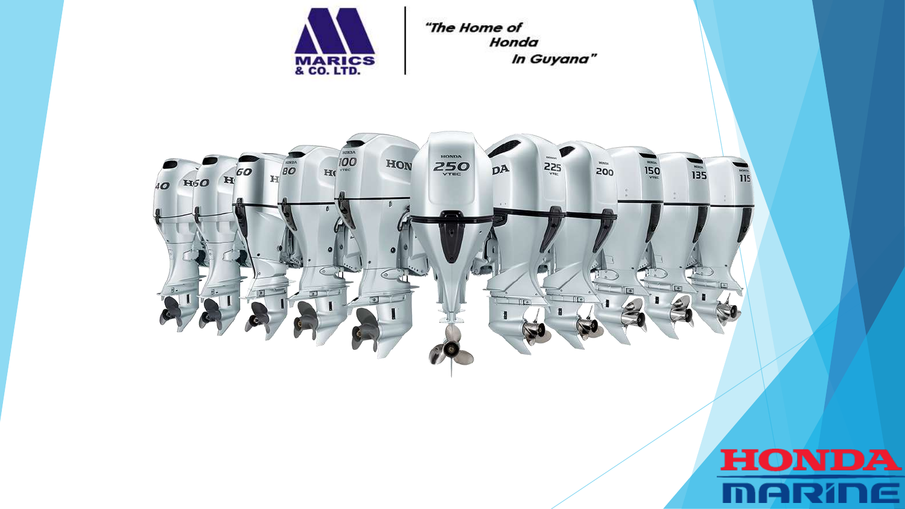MARICS & CO. LTD.

*"The Home of Honda In Guyana"*

HONDA MARINE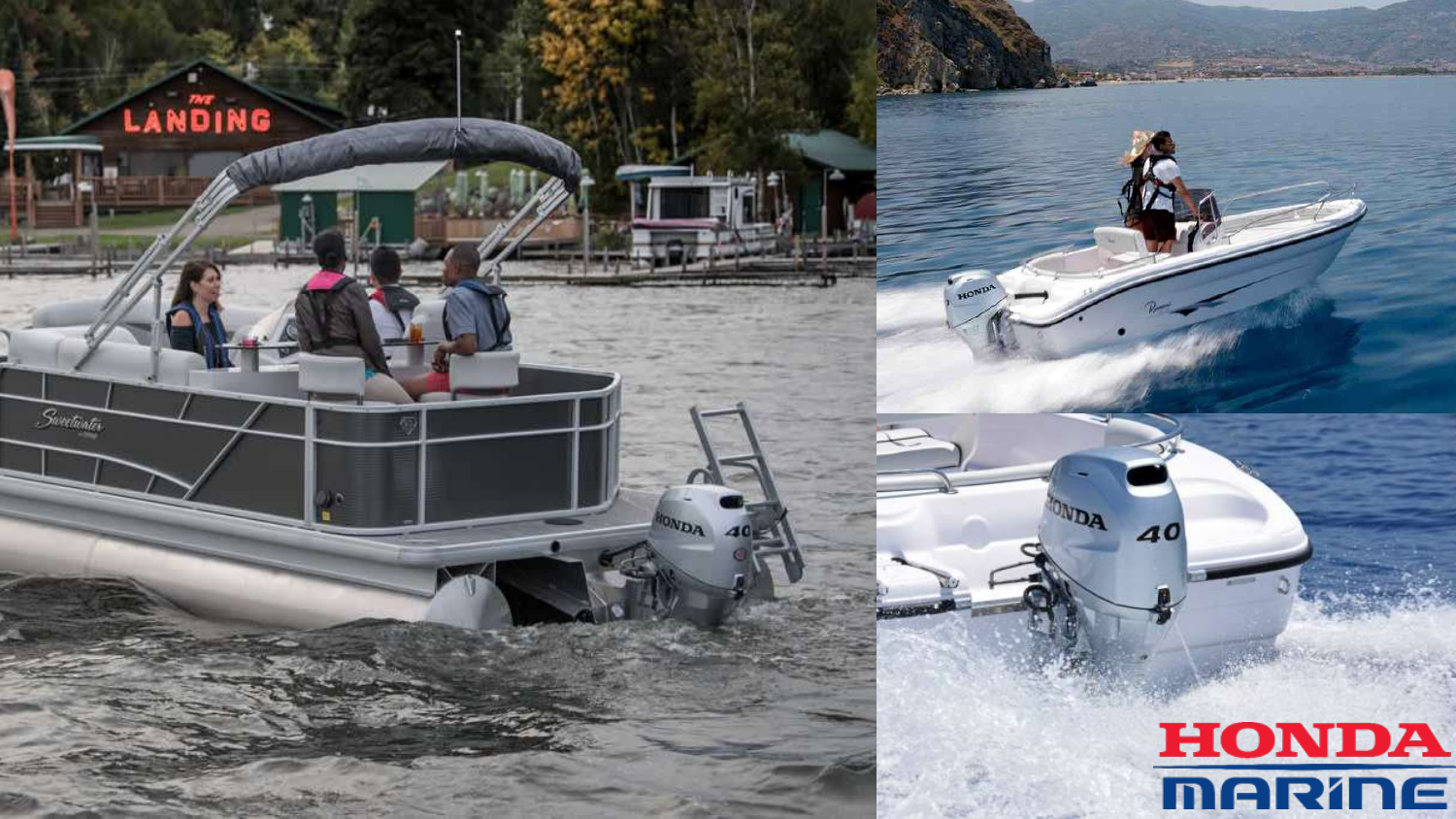HONDA MARINE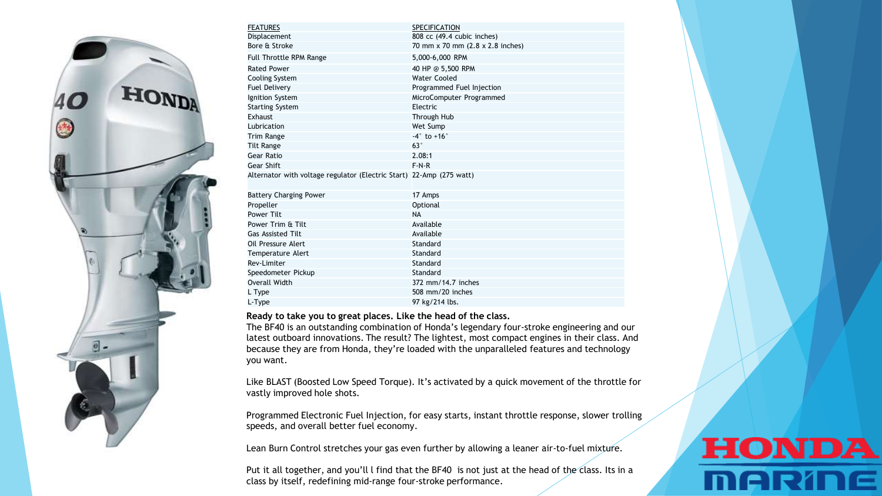| FEATURES | SPECIFICATION |
|---|---|
| Displacement | 808 cc (49.4 cubic inches) |
| Bore & Stroke | 70 mm x 70 mm (2.8 x 2.8 inches) |
| Full Throttle RPM Range | 5,000-6,000 RPM |
| Rated Power | 40 HP @ 5,500 RPM |
| Cooling System | Water Cooled |
| Fuel Delivery | Programmed Fuel Injection |
| Ignition System | MicroComputer Programmed |
| Starting System | Electric |
| Exhaust | Through Hub |
| Lubrication | Wet Sump |
| Trim Range | -4° to +16° |
| Tilt Range | 63° |
| Gear Ratio | 2.08:1 |
| Gear Shift | F-N-R |
| Alternator with voltage regulator (Electric Start) | 22-Amp (275 watt) |
| Battery Charging Power | 17 Amps |
| Propeller | Optional |
| Power Tilt | NA |
| Power Trim & Tilt | Available |
| Gas Assisted Tilt | Available |
| Oil Pressure Alert | Standard |
| Temperature Alert | Standard |
| Rev-Limiter | Standard |
| Speedometer Pickup | Standard |
| Overall Width | 372 mm/14.7 inches |
| L Type | 508 mm/20 inches |
| L-Type | 97 kg/214 lbs. |

**Ready to take you to great places. Like the head of the class.**

The BF40 is an outstanding combination of Honda's legendary four-stroke engineering and our latest outboard innovations. The result? The lightest, most compact engines in their class. And because they are from Honda, they're loaded with the unparalleled features and technology you want.

Like BLAST (Boosted Low Speed Torque). It's activated by a quick movement of the throttle for vastly improved hole shots.

Programmed Electronic Fuel Injection, for easy starts, instant throttle response, slower trolling speeds, and overall better fuel economy.

Lean Burn Control stretches your gas even further by allowing a leaner air-to-fuel mixture.

Put it all together, and you'll l find that the BF40 is not just at the head of the class. Its in a class by itself, redefining mid-range four-stroke performance.

HONDA MARINE